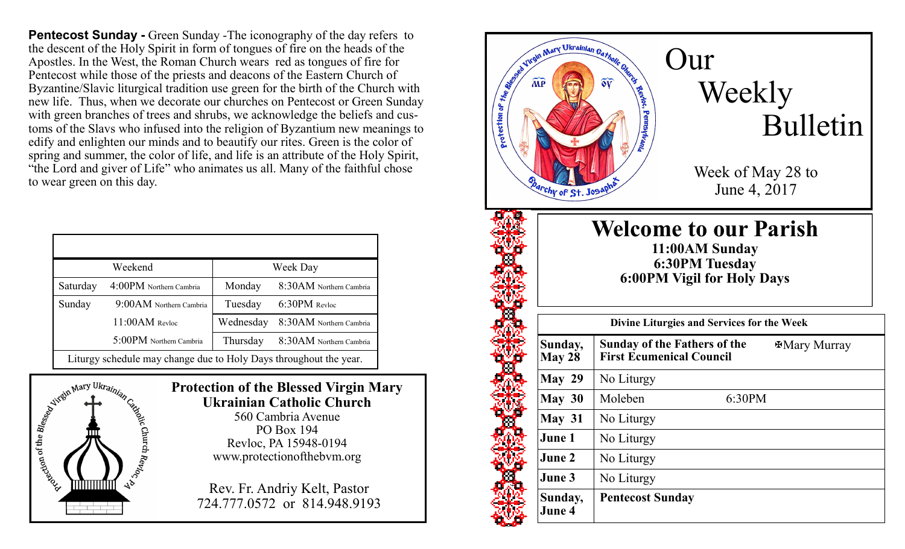**Pentecost Sunday -** Green Sunday -The iconography of the day refers to the descent of the Holy Spirit in form of tongues of fire on the heads of the Apostles. In the West, the Roman Church wears red as tongues of fire for Pentecost while those of the priests and deacons of the Eastern Church of Byzantine/Slavic liturgical tradition use green for the birth of the Church with new life. Thus, when we decorate our churches on Pentecost or Green Sunday with green branches of trees and shrubs, we acknowledge the beliefs and customs of the Slavs who infused into the religion of Byzantium new meanings to edify and enlighten our minds and to beautify our rites. Green is the color of spring and summer, the color of life, and life is an attribute of the Holy Spirit, "the Lord and giver of Life" who animates us all. Many of the faithful chose to wear green on this day.

| Weekend | | Week Day | |
|---|---|---|---|
| Saturday | 4:00PM Northern Cambria | Monday | 8:30AM Northern Cambria |
| Sunday | 9:00AM Northern Cambria | Tuesday | 6:30PM Revloc |
| | 11:00AM Revloc | Wednesday | 8:30AM Northern Cambria |
| | 5:00PM Northern Cambria | Thursday | 8:30AM Northern Cambria |
| Liturgy schedule may change due to Holy Days throughout the year. | | | |

**Protection of the Blessed Virgin Mary Ukrainian Catholic Church**
560 Cambria Avenue
PO Box 194
Revloc, PA 15948-0194
www.protectionofthebvm.org

Rev. Fr. Andriy Kelt, Pastor
724.777.0572 or 814.948.9193

# Our Weekly Bulletin

Week of May 28 to June 4, 2017

## Welcome to our Parish

**11:00AM Sunday**
**6:30PM Tuesday**
**6:00PM Vigil for Holy Days**

| Divine Liturgies and Services for the Week | |
|---|---|
| **Sunday, May 28** | **Sunday of the Fathers of the First Ecumenical Council** ✠Mary Murray |
| **May 29** | No Liturgy |
| **May 30** | Moleben 6:30PM |
| **May 31** | No Liturgy |
| **June 1** | No Liturgy |
| **June 2** | No Liturgy |
| **June 3** | No Liturgy |
| **Sunday, June 4** | **Pentecost Sunday** |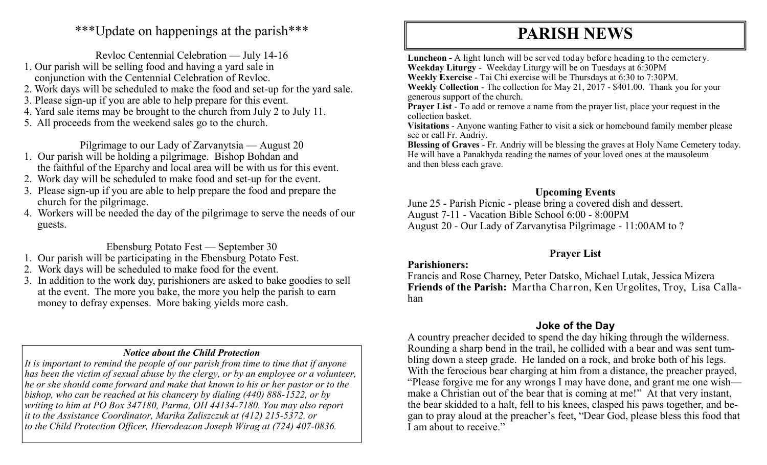## \*\*\*Update on happenings at the parish\*\*\*

### Revloc Centennial Celebration — July 14-16

1. Our parish will be selling food and having a yard sale in conjunction with the Centennial Celebration of Revloc.
2. Work days will be scheduled to make the food and set-up for the yard sale.
3. Please sign-up if you are able to help prepare for this event.
4. Yard sale items may be brought to the church from July 2 to July 11.
5. All proceeds from the weekend sales go to the church.

### Pilgrimage to our Lady of Zarvanytsia — August 20

1. Our parish will be holding a pilgrimage. Bishop Bohdan and the faithful of the Eparchy and local area will be with us for this event.
2. Work day will be scheduled to make food and set-up for the event.
3. Please sign-up if you are able to help prepare the food and prepare the church for the pilgrimage.
4. Workers will be needed the day of the pilgrimage to serve the needs of our guests.

### Ebensburg Potato Fest — September 30

1. Our parish will be participating in the Ebensburg Potato Fest.
2. Work days will be scheduled to make food for the event.
3. In addition to the work day, parishioners are asked to bake goodies to sell at the event. The more you bake, the more you help the parish to earn money to defray expenses. More baking yields more cash.

### *Notice about the Child Protection*

*It is important to remind the people of our parish from time to time that if anyone has been the victim of sexual abuse by the clergy, or by an employee or a volunteer, he or she should come forward and make that known to his or her pastor or to the bishop, who can be reached at his chancery by dialing (440) 888-1522, or by writing to him at PO Box 347180, Parma, OH 44134-7180. You may also report it to the Assistance Coordinator, Marika Zaliszczuk at (412) 215-5372, or to the Child Protection Officer, Hierodeacon Joseph Wirag at (724) 407-0836.*

# PARISH NEWS

**Luncheon -** A light lunch will be served today before heading to the cemetery.
**Weekday Liturgy** - Weekday Liturgy will be on Tuesdays at 6:30PM
**Weekly Exercise** - Tai Chi exercise will be Thursdays at 6:30 to 7:30PM.
**Weekly Collection** - The collection for May 21, 2017 - $401.00. Thank you for your generous support of the church.
**Prayer List** - To add or remove a name from the prayer list, place your request in the collection basket.
**Visitations** - Anyone wanting Father to visit a sick or homebound family member please see or call Fr. Andriy.
**Blessing of Graves** - Fr. Andriy will be blessing the graves at Holy Name Cemetery today. He will have a Panakhyda reading the names of your loved ones at the mausoleum and then bless each grave.

### Upcoming Events

June 25 - Parish Picnic - please bring a covered dish and dessert.
August 7-11 - Vacation Bible School 6:00 - 8:00PM
August 20 - Our Lady of Zarvanytisa Pilgrimage - 11:00AM to ?

### Prayer List

**Parishioners:**
Francis and Rose Charney, Peter Datsko, Michael Lutak, Jessica Mizera
**Friends of the Parish:** Martha Charron, Ken Urgolites, Troy, Lisa Callahan

### Joke of the Day

A country preacher decided to spend the day hiking through the wilderness. Rounding a sharp bend in the trail, he collided with a bear and was sent tumbling down a steep grade. He landed on a rock, and broke both of his legs. With the ferocious bear charging at him from a distance, the preacher prayed, "Please forgive me for any wrongs I may have done, and grant me one wish—make a Christian out of the bear that is coming at me!" At that very instant, the bear skidded to a halt, fell to his knees, clasped his paws together, and began to pray aloud at the preacher's feet, "Dear God, please bless this food that I am about to receive."